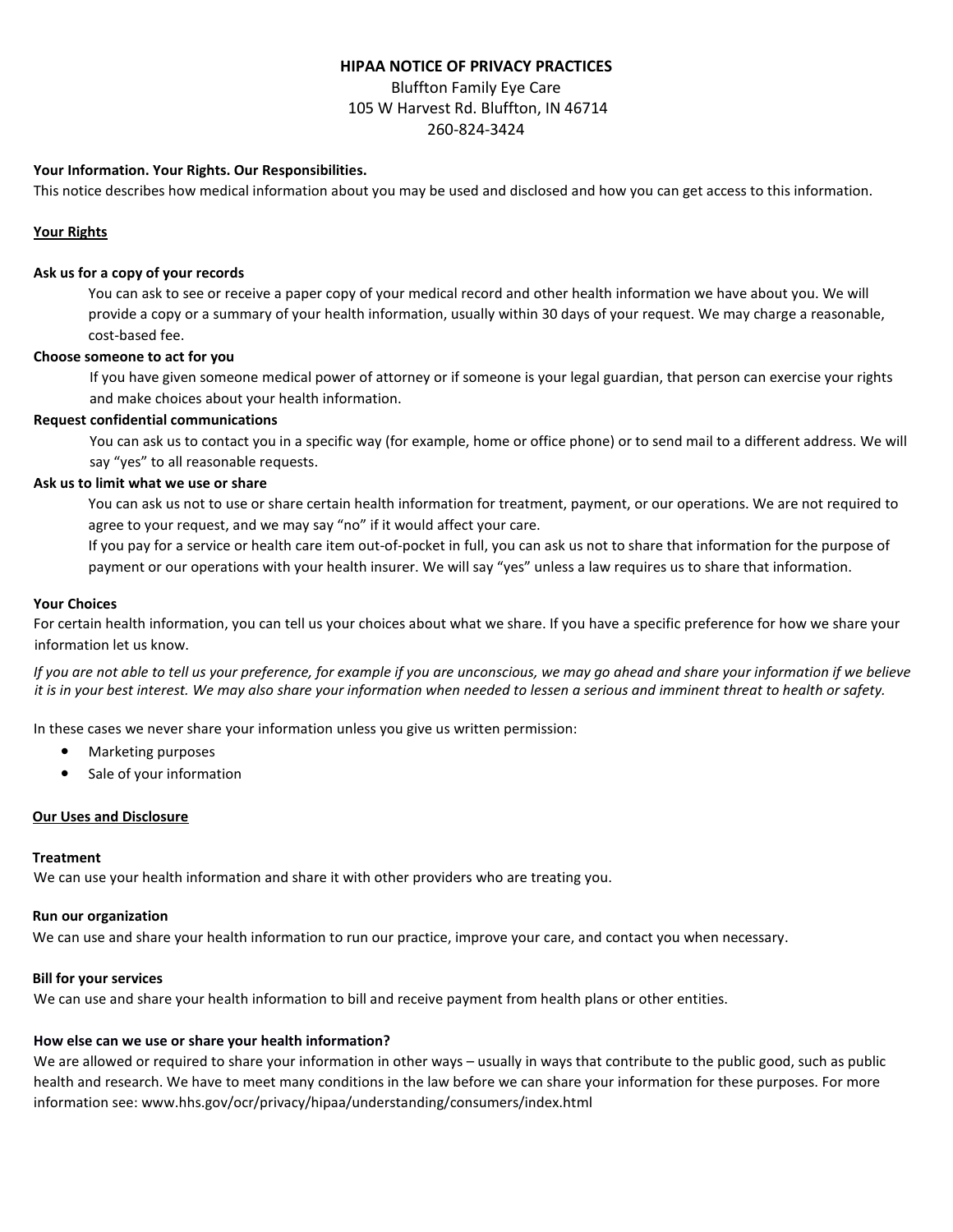# HIPAA NOTICE OF PRIVACY PRACTICES

Bluffton Family Eye Care
105 W Harvest Rd. Bluffton, IN 46714
260-824-3424

**Your Information. Your Rights. Our Responsibilities.**
This notice describes how medical information about you may be used and disclosed and how you can get access to this information.

## Your Rights

**Ask us for a copy of your records**

You can ask to see or receive a paper copy of your medical record and other health information we have about you. We will provide a copy or a summary of your health information, usually within 30 days of your request. We may charge a reasonable, cost-based fee.

**Choose someone to act for you**

If you have given someone medical power of attorney or if someone is your legal guardian, that person can exercise your rights and make choices about your health information.

**Request confidential communications**

You can ask us to contact you in a specific way (for example, home or office phone) or to send mail to a different address. We will say "yes" to all reasonable requests.

**Ask us to limit what we use or share**

You can ask us not to use or share certain health information for treatment, payment, or our operations. We are not required to agree to your request, and we may say "no" if it would affect your care.

If you pay for a service or health care item out-of-pocket in full, you can ask us not to share that information for the purpose of payment or our operations with your health insurer. We will say "yes" unless a law requires us to share that information.

## Your Choices

For certain health information, you can tell us your choices about what we share. If you have a specific preference for how we share your information let us know.

*If you are not able to tell us your preference, for example if you are unconscious, we may go ahead and share your information if we believe it is in your best interest. We may also share your information when needed to lessen a serious and imminent threat to health or safety.*

In these cases we never share your information unless you give us written permission:

- Marketing purposes
- Sale of your information

## Our Uses and Disclosure

**Treatment**
We can use your health information and share it with other providers who are treating you.

**Run our organization**
We can use and share your health information to run our practice, improve your care, and contact you when necessary.

**Bill for your services**
We can use and share your health information to bill and receive payment from health plans or other entities.

**How else can we use or share your health information?**
We are allowed or required to share your information in other ways – usually in ways that contribute to the public good, such as public health and research. We have to meet many conditions in the law before we can share your information for these purposes. For more information see: www.hhs.gov/ocr/privacy/hipaa/understanding/consumers/index.html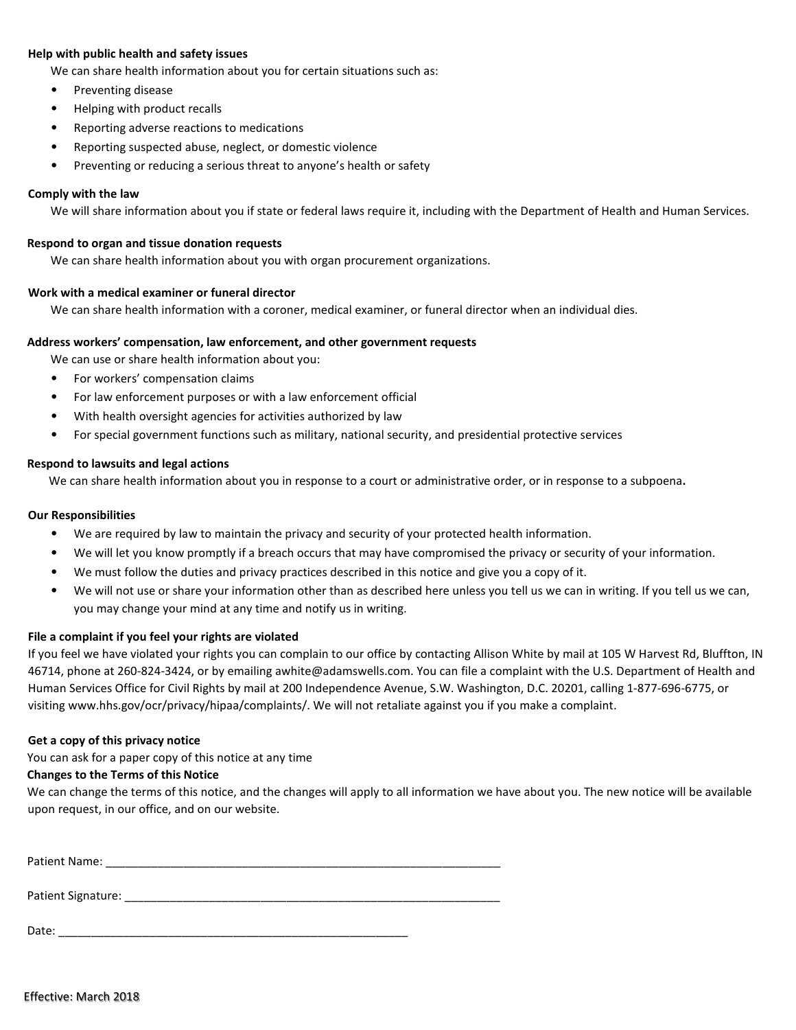**Help with public health and safety issues**

We can share health information about you for certain situations such as:

- Preventing disease
- Helping with product recalls
- Reporting adverse reactions to medications
- Reporting suspected abuse, neglect, or domestic violence
- Preventing or reducing a serious threat to anyone's health or safety

**Comply with the law**

We will share information about you if state or federal laws require it, including with the Department of Health and Human Services.

**Respond to organ and tissue donation requests**

We can share health information about you with organ procurement organizations.

**Work with a medical examiner or funeral director**

We can share health information with a coroner, medical examiner, or funeral director when an individual dies.

**Address workers' compensation, law enforcement, and other government requests**

We can use or share health information about you:

- For workers' compensation claims
- For law enforcement purposes or with a law enforcement official
- With health oversight agencies for activities authorized by law
- For special government functions such as military, national security, and presidential protective services

**Respond to lawsuits and legal actions**

We can share health information about you in response to a court or administrative order, or in response to a subpoena**.**

**Our Responsibilities**

- We are required by law to maintain the privacy and security of your protected health information.
- We will let you know promptly if a breach occurs that may have compromised the privacy or security of your information.
- We must follow the duties and privacy practices described in this notice and give you a copy of it.
- We will not use or share your information other than as described here unless you tell us we can in writing. If you tell us we can, you may change your mind at any time and notify us in writing.

**File a complaint if you feel your rights are violated**

If you feel we have violated your rights you can complain to our office by contacting Allison White by mail at 105 W Harvest Rd, Bluffton, IN 46714, phone at 260-824-3424, or by emailing awhite@adamswells.com. You can file a complaint with the U.S. Department of Health and Human Services Office for Civil Rights by mail at 200 Independence Avenue, S.W. Washington, D.C. 20201, calling 1-877-696-6775, or visiting www.hhs.gov/ocr/privacy/hipaa/complaints/. We will not retaliate against you if you make a complaint.

**Get a copy of this privacy notice**

You can ask for a paper copy of this notice at any time

**Changes to the Terms of this Notice**

We can change the terms of this notice, and the changes will apply to all information we have about you. The new notice will be available upon request, in our office, and on our website.

Patient Name: ______________________________________________________________

Patient Signature: ___________________________________________________________

Date: _______________________________________________________

Effective: March 2018